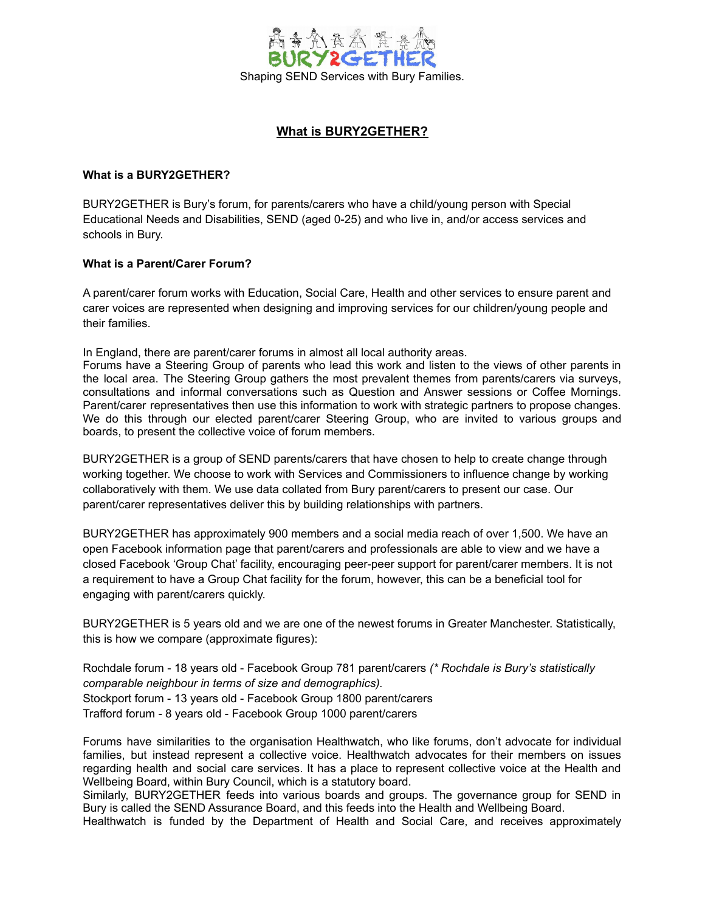BURY2GETHER

Shaping SEND Services with Bury Families.

# What is BURY2GETHER?

**What is a BURY2GETHER?**

BURY2GETHER is Bury's forum, for parents/carers who have a child/young person with Special Educational Needs and Disabilities, SEND (aged 0-25) and who live in, and/or access services and schools in Bury.

**What is a Parent/Carer Forum?**

A parent/carer forum works with Education, Social Care, Health and other services to ensure parent and carer voices are represented when designing and improving services for our children/young people and their families.

In England, there are parent/carer forums in almost all local authority areas.
Forums have a Steering Group of parents who lead this work and listen to the views of other parents in the local area. The Steering Group gathers the most prevalent themes from parents/carers via surveys, consultations and informal conversations such as Question and Answer sessions or Coffee Mornings. Parent/carer representatives then use this information to work with strategic partners to propose changes. We do this through our elected parent/carer Steering Group, who are invited to various groups and boards, to present the collective voice of forum members.

BURY2GETHER is a group of SEND parents/carers that have chosen to help to create change through working together. We choose to work with Services and Commissioners to influence change by working collaboratively with them. We use data collated from Bury parent/carers to present our case. Our parent/carer representatives deliver this by building relationships with partners.

BURY2GETHER has approximately 900 members and a social media reach of over 1,500. We have an open Facebook information page that parent/carers and professionals are able to view and we have a closed Facebook 'Group Chat' facility, encouraging peer-peer support for parent/carer members. It is not a requirement to have a Group Chat facility for the forum, however, this can be a beneficial tool for engaging with parent/carers quickly.

BURY2GETHER is 5 years old and we are one of the newest forums in Greater Manchester. Statistically, this is how we compare (approximate figures):

Rochdale forum - 18 years old - Facebook Group 781 parent/carers *(\* Rochdale is Bury's statistically comparable neighbour in terms of size and demographics).*
Stockport forum - 13 years old - Facebook Group 1800 parent/carers
Trafford forum - 8 years old - Facebook Group 1000 parent/carers

Forums have similarities to the organisation Healthwatch, who like forums, don't advocate for individual families, but instead represent a collective voice. Healthwatch advocates for their members on issues regarding health and social care services. It has a place to represent collective voice at the Health and Wellbeing Board, within Bury Council, which is a statutory board.
Similarly, BURY2GETHER feeds into various boards and groups. The governance group for SEND in Bury is called the SEND Assurance Board, and this feeds into the Health and Wellbeing Board.
Healthwatch is funded by the Department of Health and Social Care, and receives approximately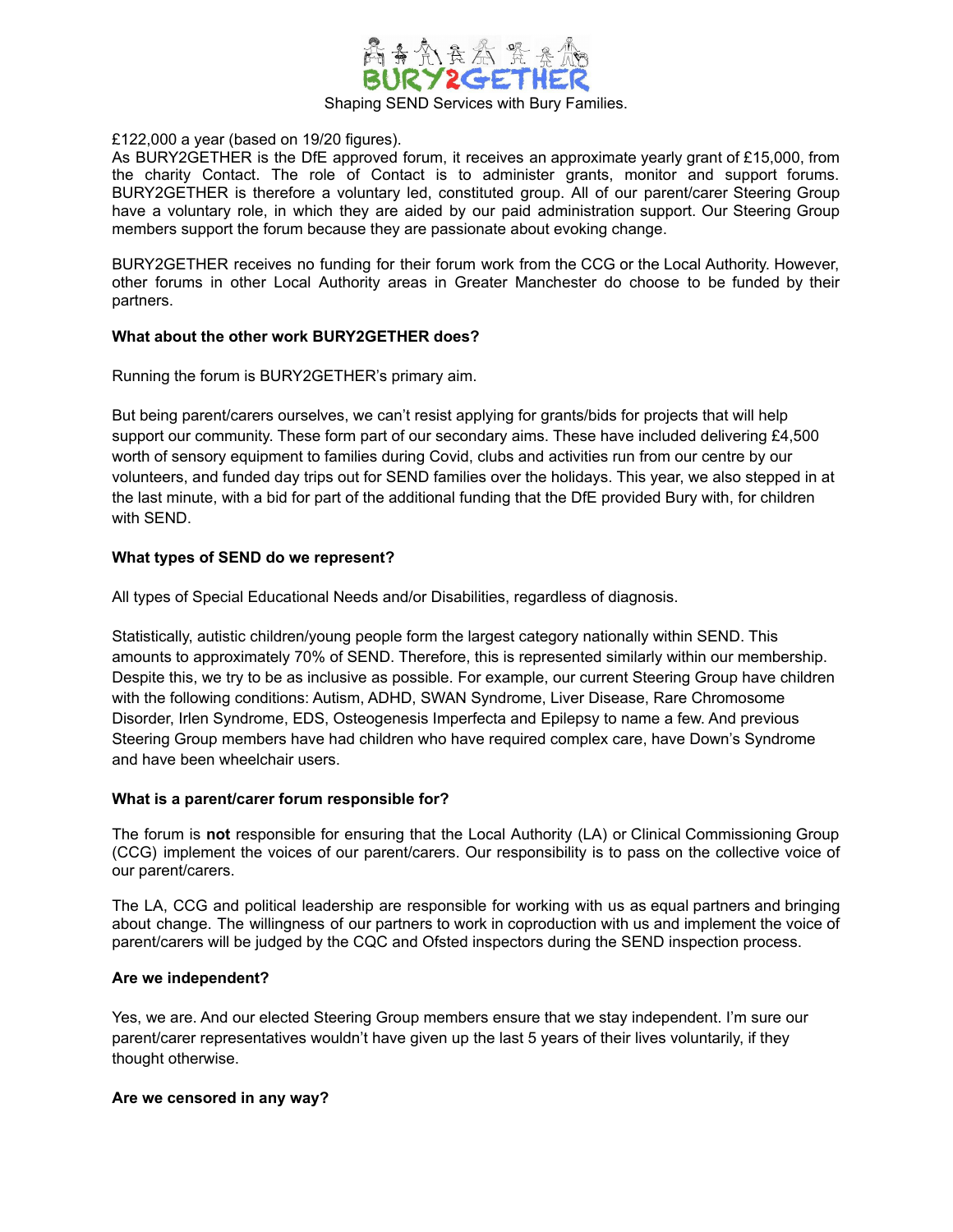£122,000 a year (based on 19/20 figures).
As BURY2GETHER is the DfE approved forum, it receives an approximate yearly grant of £15,000, from the charity Contact. The role of Contact is to administer grants, monitor and support forums. BURY2GETHER is therefore a voluntary led, constituted group. All of our parent/carer Steering Group have a voluntary role, in which they are aided by our paid administration support. Our Steering Group members support the forum because they are passionate about evoking change.

BURY2GETHER receives no funding for their forum work from the CCG or the Local Authority. However, other forums in other Local Authority areas in Greater Manchester do choose to be funded by their partners.

**What about the other work BURY2GETHER does?**

Running the forum is BURY2GETHER's primary aim.

But being parent/carers ourselves, we can't resist applying for grants/bids for projects that will help support our community. These form part of our secondary aims. These have included delivering £4,500 worth of sensory equipment to families during Covid, clubs and activities run from our centre by our volunteers, and funded day trips out for SEND families over the holidays. This year, we also stepped in at the last minute, with a bid for part of the additional funding that the DfE provided Bury with, for children with SEND.

**What types of SEND do we represent?**

All types of Special Educational Needs and/or Disabilities, regardless of diagnosis.

Statistically, autistic children/young people form the largest category nationally within SEND. This amounts to approximately 70% of SEND. Therefore, this is represented similarly within our membership. Despite this, we try to be as inclusive as possible. For example, our current Steering Group have children with the following conditions: Autism, ADHD, SWAN Syndrome, Liver Disease, Rare Chromosome Disorder, Irlen Syndrome, EDS, Osteogenesis Imperfecta and Epilepsy to name a few. And previous Steering Group members have had children who have required complex care, have Down's Syndrome and have been wheelchair users.

**What is a parent/carer forum responsible for?**

The forum is **not** responsible for ensuring that the Local Authority (LA) or Clinical Commissioning Group (CCG) implement the voices of our parent/carers. Our responsibility is to pass on the collective voice of our parent/carers.

The LA, CCG and political leadership are responsible for working with us as equal partners and bringing about change. The willingness of our partners to work in coproduction with us and implement the voice of parent/carers will be judged by the CQC and Ofsted inspectors during the SEND inspection process.

**Are we independent?**

Yes, we are. And our elected Steering Group members ensure that we stay independent. I'm sure our parent/carer representatives wouldn't have given up the last 5 years of their lives voluntarily, if they thought otherwise.

**Are we censored in any way?**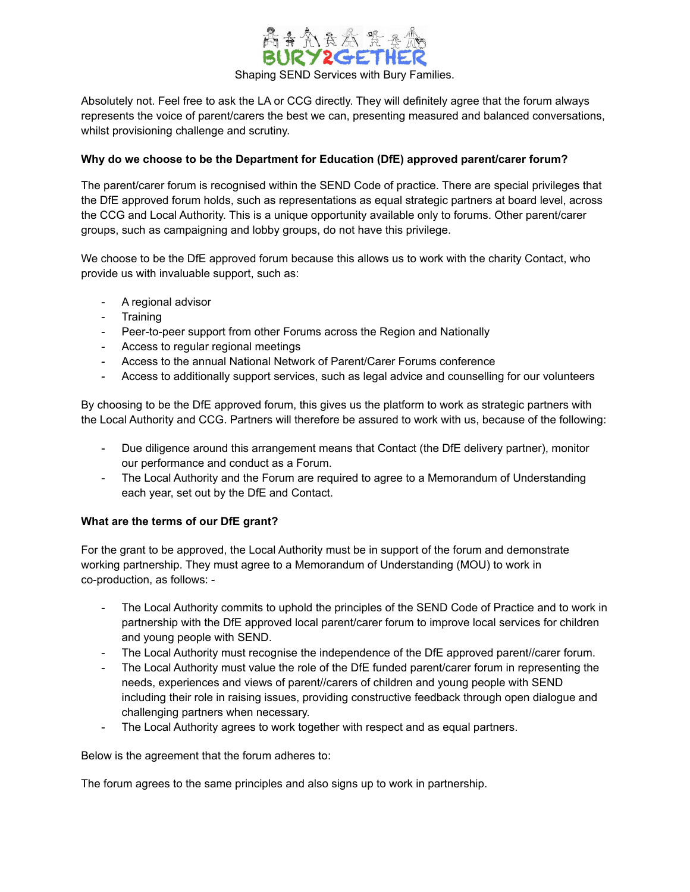Absolutely not. Feel free to ask the LA or CCG directly. They will definitely agree that the forum always represents the voice of parent/carers the best we can, presenting measured and balanced conversations, whilst provisioning challenge and scrutiny.

**Why do we choose to be the Department for Education (DfE) approved parent/carer forum?**

The parent/carer forum is recognised within the SEND Code of practice. There are special privileges that the DfE approved forum holds, such as representations as equal strategic partners at board level, across the CCG and Local Authority. This is a unique opportunity available only to forums. Other parent/carer groups, such as campaigning and lobby groups, do not have this privilege.

We choose to be the DfE approved forum because this allows us to work with the charity Contact, who provide us with invaluable support, such as:

- A regional advisor
- Training
- Peer-to-peer support from other Forums across the Region and Nationally
- Access to regular regional meetings
- Access to the annual National Network of Parent/Carer Forums conference
- Access to additionally support services, such as legal advice and counselling for our volunteers

By choosing to be the DfE approved forum, this gives us the platform to work as strategic partners with the Local Authority and CCG. Partners will therefore be assured to work with us, because of the following:

- Due diligence around this arrangement means that Contact (the DfE delivery partner), monitor our performance and conduct as a Forum.
- The Local Authority and the Forum are required to agree to a Memorandum of Understanding each year, set out by the DfE and Contact.

**What are the terms of our DfE grant?**

For the grant to be approved, the Local Authority must be in support of the forum and demonstrate working partnership. They must agree to a Memorandum of Understanding (MOU) to work in co-production, as follows: -

- The Local Authority commits to uphold the principles of the SEND Code of Practice and to work in partnership with the DfE approved local parent/carer forum to improve local services for children and young people with SEND.
- The Local Authority must recognise the independence of the DfE approved parent//carer forum.
- The Local Authority must value the role of the DfE funded parent/carer forum in representing the needs, experiences and views of parent//carers of children and young people with SEND including their role in raising issues, providing constructive feedback through open dialogue and challenging partners when necessary.
- The Local Authority agrees to work together with respect and as equal partners.

Below is the agreement that the forum adheres to:

The forum agrees to the same principles and also signs up to work in partnership.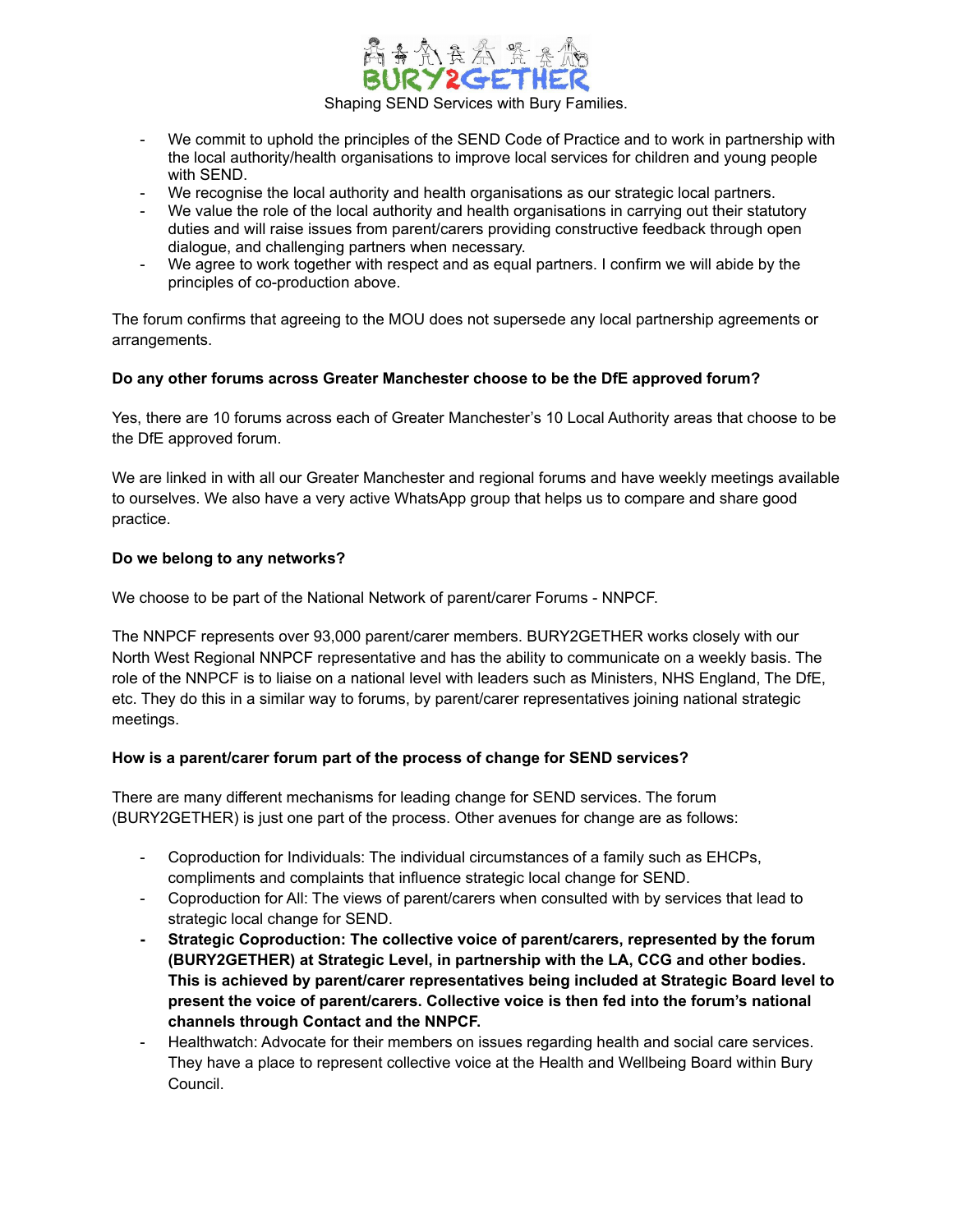- We commit to uphold the principles of the SEND Code of Practice and to work in partnership with the local authority/health organisations to improve local services for children and young people with SEND.
- We recognise the local authority and health organisations as our strategic local partners.
- We value the role of the local authority and health organisations in carrying out their statutory duties and will raise issues from parent/carers providing constructive feedback through open dialogue, and challenging partners when necessary.
- We agree to work together with respect and as equal partners. I confirm we will abide by the principles of co-production above.

The forum confirms that agreeing to the MOU does not supersede any local partnership agreements or arrangements.

**Do any other forums across Greater Manchester choose to be the DfE approved forum?**

Yes, there are 10 forums across each of Greater Manchester's 10 Local Authority areas that choose to be the DfE approved forum.

We are linked in with all our Greater Manchester and regional forums and have weekly meetings available to ourselves. We also have a very active WhatsApp group that helps us to compare and share good practice.

**Do we belong to any networks?**

We choose to be part of the National Network of parent/carer Forums - NNPCF.

The NNPCF represents over 93,000 parent/carer members. BURY2GETHER works closely with our North West Regional NNPCF representative and has the ability to communicate on a weekly basis. The role of the NNPCF is to liaise on a national level with leaders such as Ministers, NHS England, The DfE, etc. They do this in a similar way to forums, by parent/carer representatives joining national strategic meetings.

**How is a parent/carer forum part of the process of change for SEND services?**

There are many different mechanisms for leading change for SEND services. The forum (BURY2GETHER) is just one part of the process. Other avenues for change are as follows:

- Coproduction for Individuals: The individual circumstances of a family such as EHCPs, compliments and complaints that influence strategic local change for SEND.
- Coproduction for All: The views of parent/carers when consulted with by services that lead to strategic local change for SEND.
- **Strategic Coproduction: The collective voice of parent/carers, represented by the forum (BURY2GETHER) at Strategic Level, in partnership with the LA, CCG and other bodies. This is achieved by parent/carer representatives being included at Strategic Board level to present the voice of parent/carers. Collective voice is then fed into the forum's national channels through Contact and the NNPCF.**
- Healthwatch: Advocate for their members on issues regarding health and social care services. They have a place to represent collective voice at the Health and Wellbeing Board within Bury Council.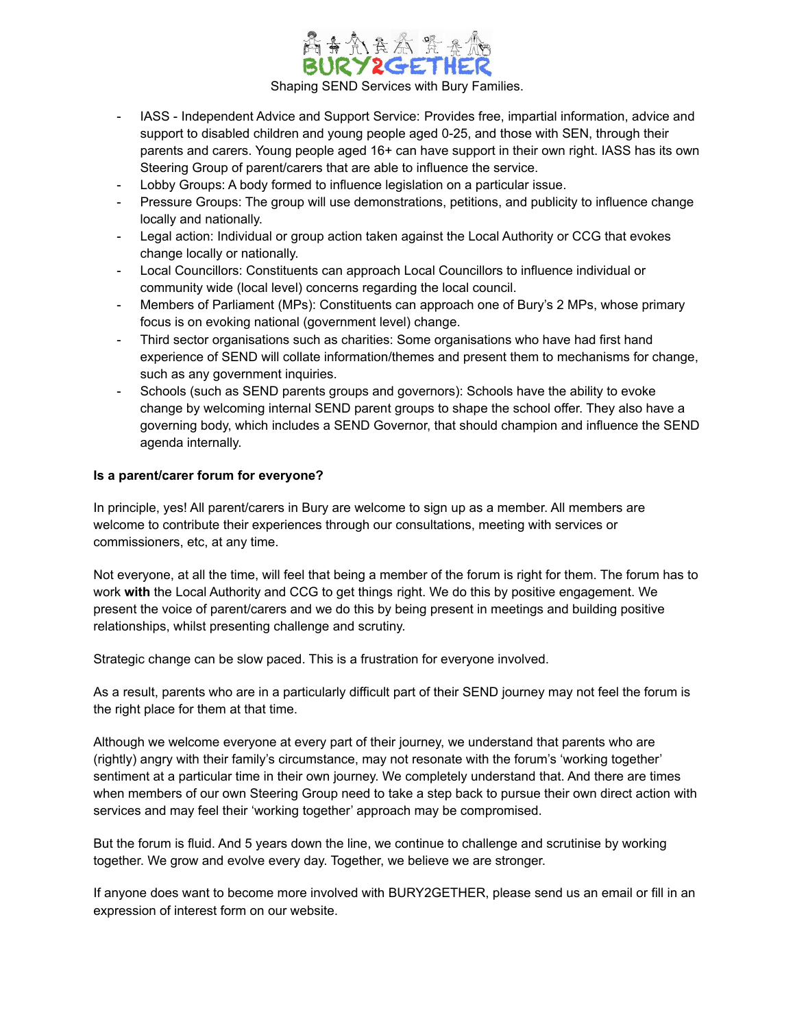- IASS - Independent Advice and Support Service: Provides free, impartial information, advice and support to disabled children and young people aged 0-25, and those with SEN, through their parents and carers. Young people aged 16+ can have support in their own right. IASS has its own Steering Group of parent/carers that are able to influence the service.
- Lobby Groups: A body formed to influence legislation on a particular issue.
- Pressure Groups: The group will use demonstrations, petitions, and publicity to influence change locally and nationally.
- Legal action: Individual or group action taken against the Local Authority or CCG that evokes change locally or nationally.
- Local Councillors: Constituents can approach Local Councillors to influence individual or community wide (local level) concerns regarding the local council.
- Members of Parliament (MPs): Constituents can approach one of Bury's 2 MPs, whose primary focus is on evoking national (government level) change.
- Third sector organisations such as charities: Some organisations who have had first hand experience of SEND will collate information/themes and present them to mechanisms for change, such as any government inquiries.
- Schools (such as SEND parents groups and governors): Schools have the ability to evoke change by welcoming internal SEND parent groups to shape the school offer. They also have a governing body, which includes a SEND Governor, that should champion and influence the SEND agenda internally.

**Is a parent/carer forum for everyone?**

In principle, yes! All parent/carers in Bury are welcome to sign up as a member. All members are welcome to contribute their experiences through our consultations, meeting with services or commissioners, etc, at any time.

Not everyone, at all the time, will feel that being a member of the forum is right for them. The forum has to work **with** the Local Authority and CCG to get things right. We do this by positive engagement. We present the voice of parent/carers and we do this by being present in meetings and building positive relationships, whilst presenting challenge and scrutiny.

Strategic change can be slow paced. This is a frustration for everyone involved.

As a result, parents who are in a particularly difficult part of their SEND journey may not feel the forum is the right place for them at that time.

Although we welcome everyone at every part of their journey, we understand that parents who are (rightly) angry with their family's circumstance, may not resonate with the forum's 'working together' sentiment at a particular time in their own journey. We completely understand that. And there are times when members of our own Steering Group need to take a step back to pursue their own direct action with services and may feel their 'working together' approach may be compromised.

But the forum is fluid. And 5 years down the line, we continue to challenge and scrutinise by working together. We grow and evolve every day. Together, we believe we are stronger.

If anyone does want to become more involved with BURY2GETHER, please send us an email or fill in an expression of interest form on our website.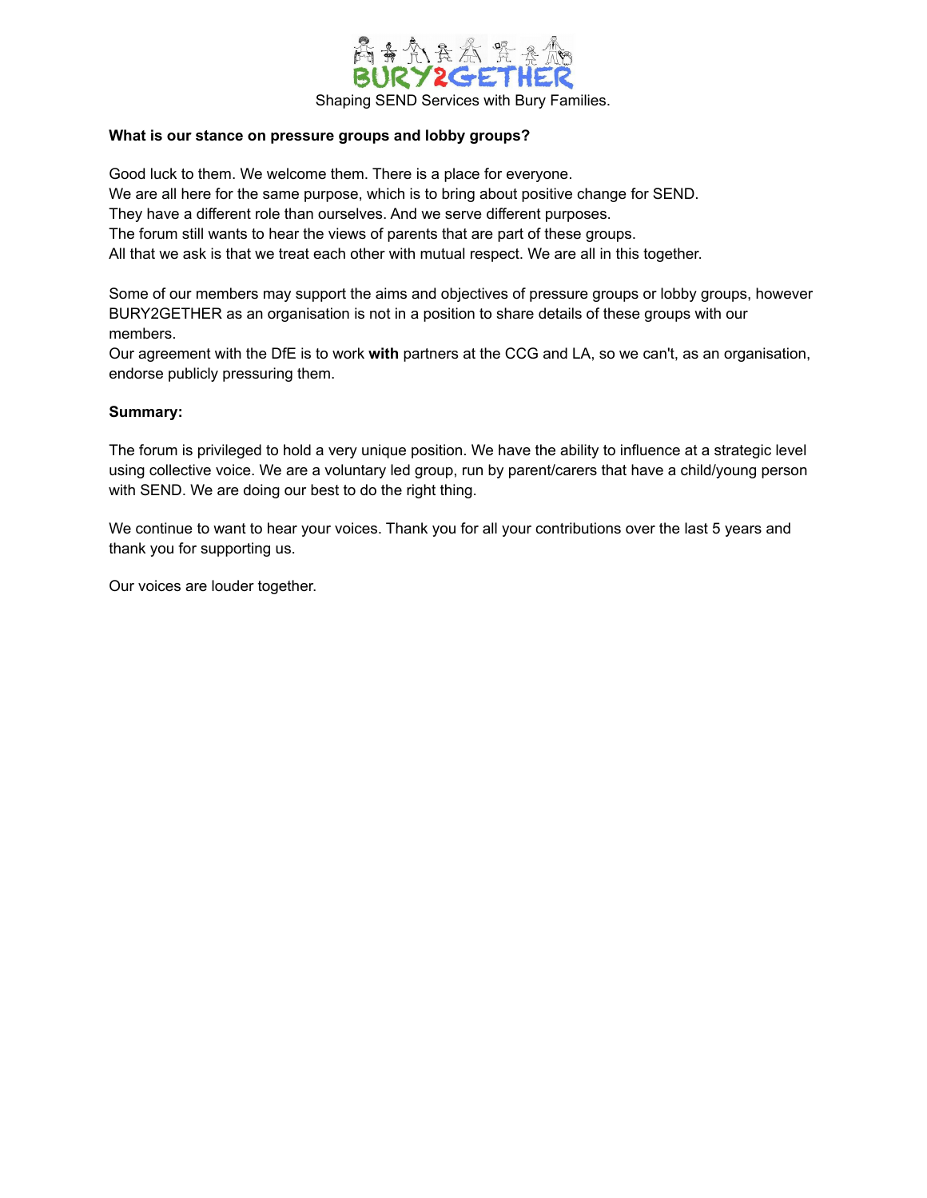Shaping SEND Services with Bury Families.

**What is our stance on pressure groups and lobby groups?**

Good luck to them. We welcome them. There is a place for everyone.
We are all here for the same purpose, which is to bring about positive change for SEND.
They have a different role than ourselves. And we serve different purposes.
The forum still wants to hear the views of parents that are part of these groups.
All that we ask is that we treat each other with mutual respect. We are all in this together.

Some of our members may support the aims and objectives of pressure groups or lobby groups, however BURY2GETHER as an organisation is not in a position to share details of these groups with our members.
Our agreement with the DfE is to work **with** partners at the CCG and LA, so we can't, as an organisation, endorse publicly pressuring them.

**Summary:**

The forum is privileged to hold a very unique position. We have the ability to influence at a strategic level using collective voice. We are a voluntary led group, run by parent/carers that have a child/young person with SEND. We are doing our best to do the right thing.

We continue to want to hear your voices. Thank you for all your contributions over the last 5 years and thank you for supporting us.

Our voices are louder together.